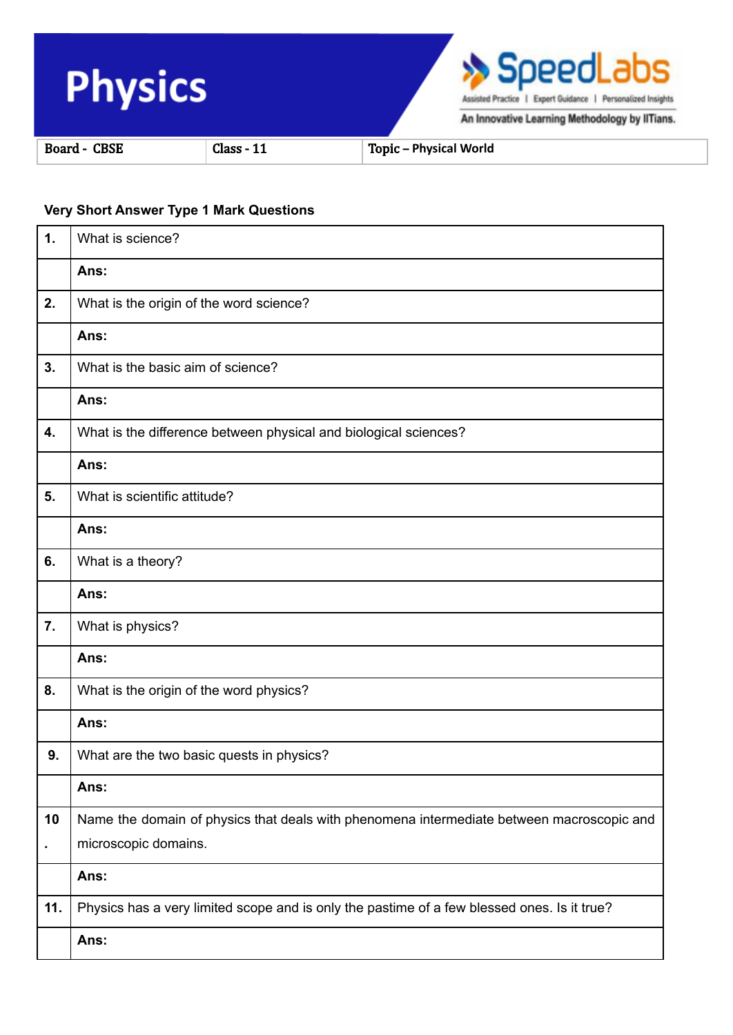# Physics

| Board - CBSE | Class - 11 | Topic – Physical World |
|---|---|---|

**Very Short Answer Type 1 Mark Questions**

| | |
|---|---|
| **1.** | What is science? |
| | **Ans:** |
| **2.** | What is the origin of the word science? |
| | **Ans:** |
| **3.** | What is the basic aim of science? |
| | **Ans:** |
| **4.** | What is the difference between physical and biological sciences? |
| | **Ans:** |
| **5.** | What is scientific attitude? |
| | **Ans:** |
| **6.** | What is a theory? |
| | **Ans:** |
| **7.** | What is physics? |
| | **Ans:** |
| **8.** | What is the origin of the word physics? |
| | **Ans:** |
| **9.** | What are the two basic quests in physics? |
| | **Ans:** |
| **10.** | Name the domain of physics that deals with phenomena intermediate between macroscopic and microscopic domains. |
| | **Ans:** |
| **11.** | Physics has a very limited scope and is only the pastime of a few blessed ones. Is it true? |
| | **Ans:** |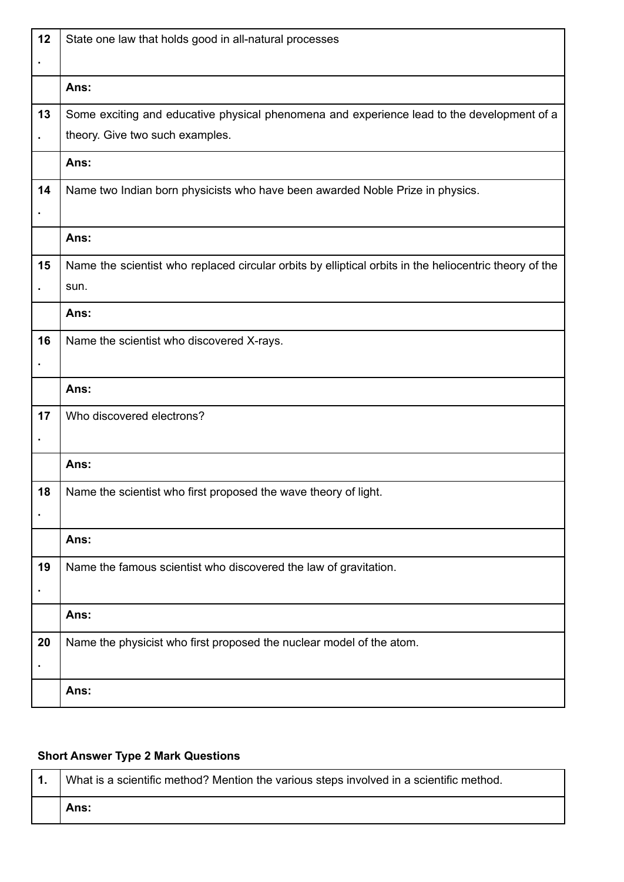| | |
|---|---|
| 12. | State one law that holds good in all-natural processes |
| | **Ans:** |
| 13. | Some exciting and educative physical phenomena and experience lead to the development of a theory. Give two such examples. |
| | **Ans:** |
| 14. | Name two Indian born physicists who have been awarded Noble Prize in physics. |
| | **Ans:** |
| 15. | Name the scientist who replaced circular orbits by elliptical orbits in the heliocentric theory of the sun. |
| | **Ans:** |
| 16. | Name the scientist who discovered X-rays. |
| | **Ans:** |
| 17. | Who discovered electrons? |
| | **Ans:** |
| 18. | Name the scientist who first proposed the wave theory of light. |
| | **Ans:** |
| 19. | Name the famous scientist who discovered the law of gravitation. |
| | **Ans:** |
| 20. | Name the physicist who first proposed the nuclear model of the atom. |
| | **Ans:** |

### Short Answer Type 2 Mark Questions

| | |
|---|---|
| 1. | What is a scientific method? Mention the various steps involved in a scientific method. |
| | **Ans:** |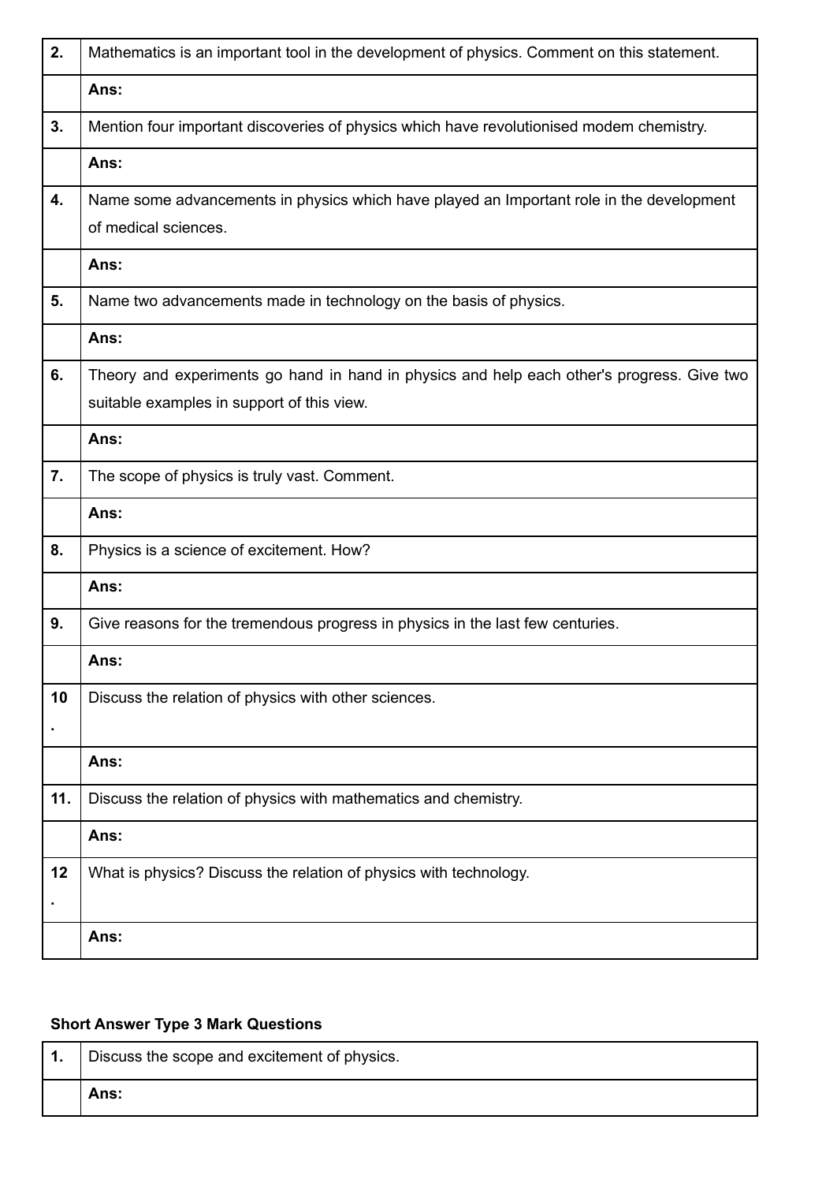| | |
|---|---|
| **2.** | Mathematics is an important tool in the development of physics. Comment on this statement. |
| | **Ans:** |
| **3.** | Mention four important discoveries of physics which have revolutionised modem chemistry. |
| | **Ans:** |
| **4.** | Name some advancements in physics which have played an Important role in the development of medical sciences. |
| | **Ans:** |
| **5.** | Name two advancements made in technology on the basis of physics. |
| | **Ans:** |
| **6.** | Theory and experiments go hand in hand in physics and help each other's progress. Give two suitable examples in support of this view. |
| | **Ans:** |
| **7.** | The scope of physics is truly vast. Comment. |
| | **Ans:** |
| **8.** | Physics is a science of excitement. How? |
| | **Ans:** |
| **9.** | Give reasons for the tremendous progress in physics in the last few centuries. |
| | **Ans:** |
| **10.** | Discuss the relation of physics with other sciences. |
| | **Ans:** |
| **11.** | Discuss the relation of physics with mathematics and chemistry. |
| | **Ans:** |
| **12.** | What is physics? Discuss the relation of physics with technology. |
| | **Ans:** |

**Short Answer Type 3 Mark Questions**

| | |
|---|---|
| **1.** | Discuss the scope and excitement of physics. |
| | **Ans:** |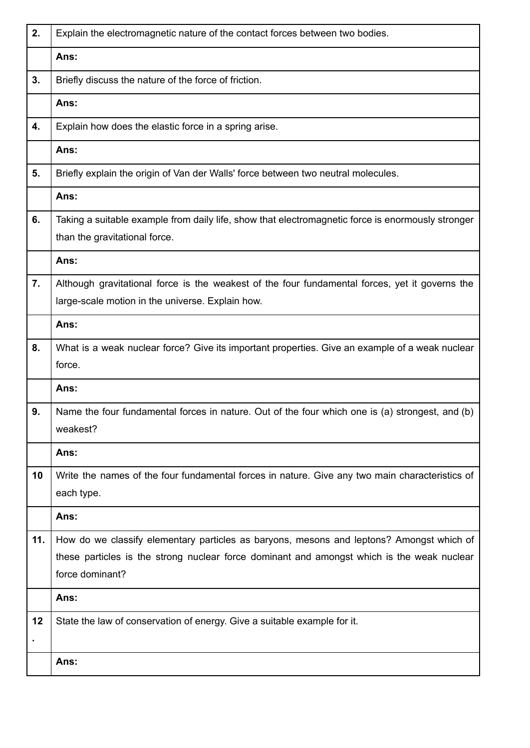| | |
|---|---|
| **2.** | Explain the electromagnetic nature of the contact forces between two bodies. |
| | **Ans:** |
| **3.** | Briefly discuss the nature of the force of friction. |
| | **Ans:** |
| **4.** | Explain how does the elastic force in a spring arise. |
| | **Ans:** |
| **5.** | Briefly explain the origin of Van der Walls' force between two neutral molecules. |
| | **Ans:** |
| **6.** | Taking a suitable example from daily life, show that electromagnetic force is enormously stronger than the gravitational force. |
| | **Ans:** |
| **7.** | Although gravitational force is the weakest of the four fundamental forces, yet it governs the large-scale motion in the universe. Explain how. |
| | **Ans:** |
| **8.** | What is a weak nuclear force? Give its important properties. Give an example of a weak nuclear force. |
| | **Ans:** |
| **9.** | Name the four fundamental forces in nature. Out of the four which one is (a) strongest, and (b) weakest? |
| | **Ans:** |
| **10** | Write the names of the four fundamental forces in nature. Give any two main characteristics of each type. |
| | **Ans:** |
| **11.** | How do we classify elementary particles as baryons, mesons and leptons? Amongst which of these particles is the strong nuclear force dominant and amongst which is the weak nuclear force dominant? |
| | **Ans:** |
| **12.** | State the law of conservation of energy. Give a suitable example for it. |
| | **Ans:** |